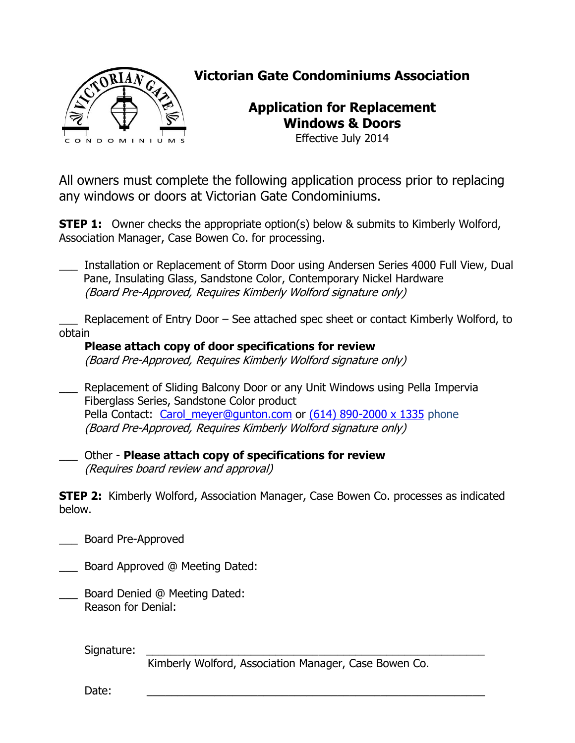# Victorian Gate Condominiums Association

## Application for Replacement Windows & Doors

Effective July 2014

All owners must complete the following application process prior to replacing any windows or doors at Victorian Gate Condominiums.

**STEP 1:** Owner checks the appropriate option(s) below & submits to Kimberly Wolford, Association Manager, Case Bowen Co. for processing.

___ Installation or Replacement of Storm Door using Andersen Series 4000 Full View, Dual Pane, Insulating Glass, Sandstone Color, Contemporary Nickel Hardware
*(Board Pre-Approved, Requires Kimberly Wolford signature only)*

___ Replacement of Entry Door – See attached spec sheet or contact Kimberly Wolford, to obtain
**Please attach copy of door specifications for review**
*(Board Pre-Approved, Requires Kimberly Wolford signature only)*

___ Replacement of Sliding Balcony Door or any Unit Windows using Pella Impervia Fiberglass Series, Sandstone Color product
Pella Contact: Carol_meyer@gunton.com or (614) 890-2000 x 1335 phone
*(Board Pre-Approved, Requires Kimberly Wolford signature only)*

___ Other - **Please attach copy of specifications for review**
*(Requires board review and approval)*

**STEP 2:** Kimberly Wolford, Association Manager, Case Bowen Co. processes as indicated below.

___ Board Pre-Approved

___ Board Approved @ Meeting Dated:

___ Board Denied @ Meeting Dated:
Reason for Denial:

Signature: ____________________________________________
Kimberly Wolford, Association Manager, Case Bowen Co.

Date: ____________________________________________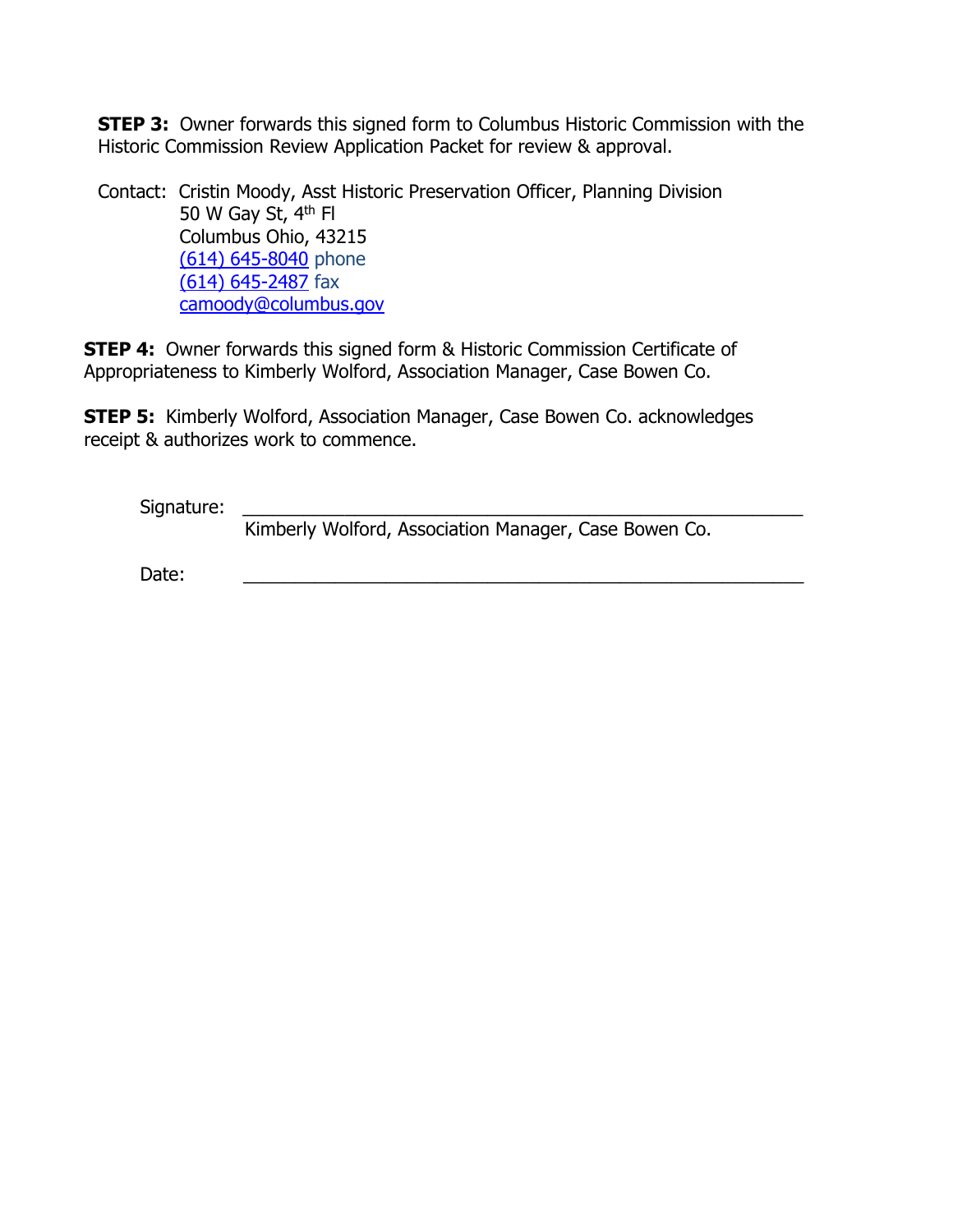**STEP 3:** Owner forwards this signed form to Columbus Historic Commission with the Historic Commission Review Application Packet for review & approval.

Contact: Cristin Moody, Asst Historic Preservation Officer, Planning Division
50 W Gay St, 4th Fl
Columbus Ohio, 43215
(614) 645-8040 phone
(614) 645-2487 fax
camoody@columbus.gov

**STEP 4:** Owner forwards this signed form & Historic Commission Certificate of Appropriateness to Kimberly Wolford, Association Manager, Case Bowen Co.

**STEP 5:** Kimberly Wolford, Association Manager, Case Bowen Co. acknowledges receipt & authorizes work to commence.

Signature: ______________________________________________________
Kimberly Wolford, Association Manager, Case Bowen Co.

Date: ______________________________________________________